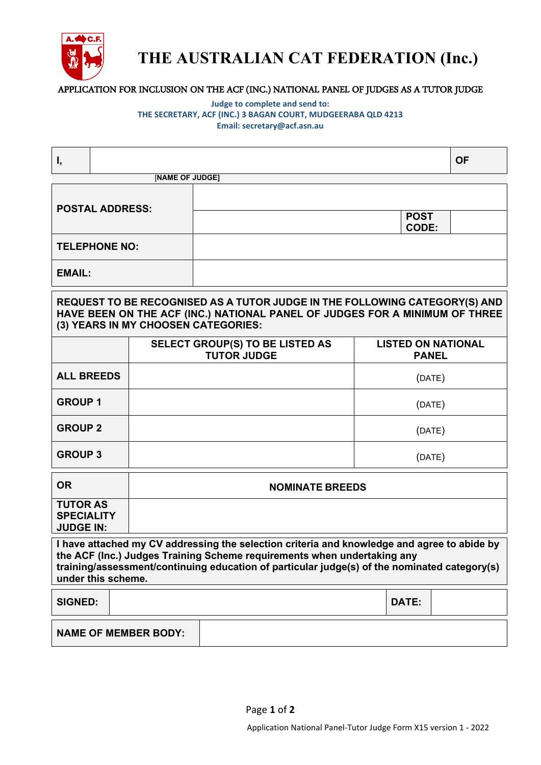# THE AUSTRALIAN CAT FEDERATION (Inc.)

APPLICATION FOR INCLUSION ON THE ACF (INC.) NATIONAL PANEL OF JUDGES AS A TUTOR JUDGE

**Judge to complete and send to:**
**THE SECRETARY, ACF (INC.) 3 BAGAN COURT, MUDGEERABA QLD 4213**
**Email: secretary@acf.asn.au**

| I, | | OF |
|---|---|---|
| | [NAME OF JUDGE] | |

| POSTAL ADDRESS: | | |
|---|---|---|
| | | POST CODE: |
| TELEPHONE NO: | | |
| EMAIL: | | |

**REQUEST TO BE RECOGNISED AS A TUTOR JUDGE IN THE FOLLOWING CATEGORY(S) AND HAVE BEEN ON THE ACF (INC.) NATIONAL PANEL OF JUDGES FOR A MINIMUM OF THREE (3) YEARS IN MY CHOOSEN CATEGORIES:**

| | SELECT GROUP(S) TO BE LISTED AS TUTOR JUDGE | LISTED ON NATIONAL PANEL |
|---|---|---|
| ALL BREEDS | | (DATE) |
| GROUP 1 | | (DATE) |
| GROUP 2 | | (DATE) |
| GROUP 3 | | (DATE) |

| OR | NOMINATE BREEDS |
|---|---|
| TUTOR AS SPECIALITY JUDGE IN: | |

**I have attached my CV addressing the selection criteria and knowledge and agree to abide by the ACF (Inc.) Judges Training Scheme requirements when undertaking any training/assessment/continuing education of particular judge(s) of the nominated category(s) under this scheme.**

| SIGNED: | | DATE: | |
|---|---|---|---|

| NAME OF MEMBER BODY: | |
|---|---|

Application National Panel-Tutor Judge Form X15 version 1 - 2022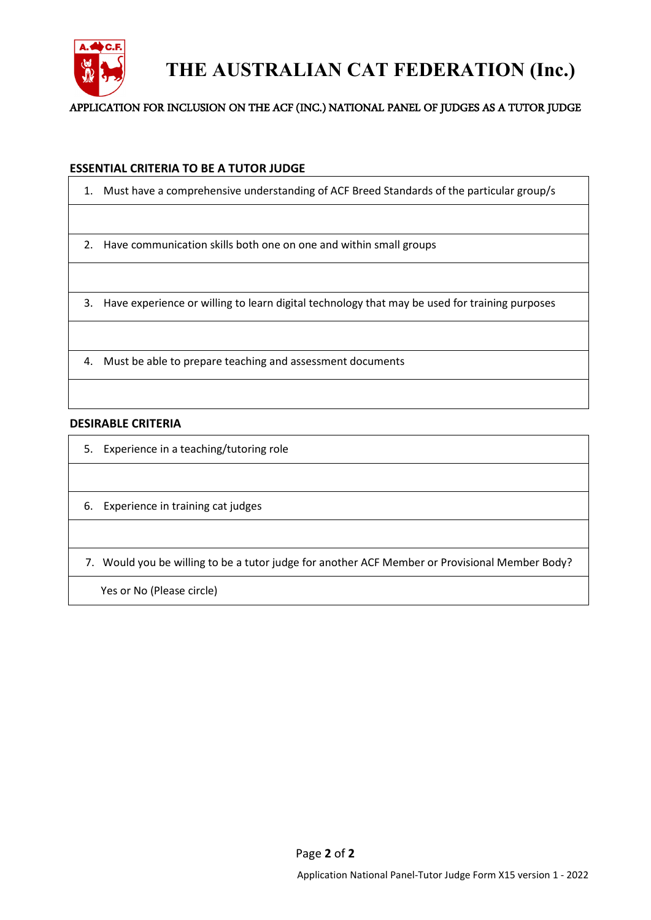# THE AUSTRALIAN CAT FEDERATION (Inc.)

APPLICATION FOR INCLUSION ON THE ACF (INC.) NATIONAL PANEL OF JUDGES AS A TUTOR JUDGE

**ESSENTIAL CRITERIA TO BE A TUTOR JUDGE**

| |
|---|
| 1. Must have a comprehensive understanding of ACF Breed Standards of the particular group/s |
| |
| 2. Have communication skills both one on one and within small groups |
| |
| 3. Have experience or willing to learn digital technology that may be used for training purposes |
| |
| 4. Must be able to prepare teaching and assessment documents |
| |

**DESIRABLE CRITERIA**

| |
|---|
| 5. Experience in a teaching/tutoring role |
| |
| 6. Experience in training cat judges |
| |
| 7. Would you be willing to be a tutor judge for another ACF Member or Provisional Member Body? |
| Yes or No (Please circle) |

Application National Panel-Tutor Judge Form X15 version 1 - 2022